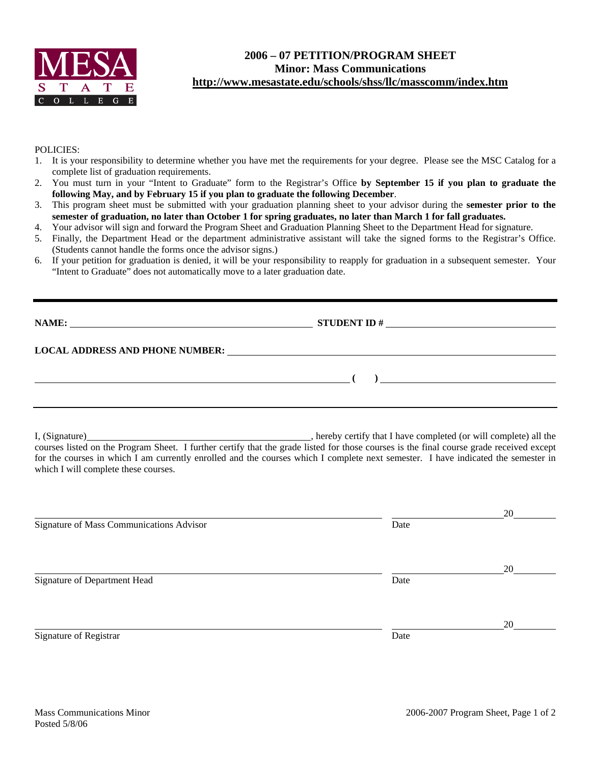MESA STATE COLLEGE

# 2006 – 07 PETITION/PROGRAM SHEET
## Minor: Mass Communications
**http://www.mesastate.edu/schools/shss/llc/masscomm/index.htm**

POLICIES:

1. It is your responsibility to determine whether you have met the requirements for your degree. Please see the MSC Catalog for a complete list of graduation requirements.
2. You must turn in your "Intent to Graduate" form to the Registrar's Office **by September 15 if you plan to graduate the following May, and by February 15 if you plan to graduate the following December**.
3. This program sheet must be submitted with your graduation planning sheet to your advisor during the **semester prior to the semester of graduation, no later than October 1 for spring graduates, no later than March 1 for fall graduates.**
4. Your advisor will sign and forward the Program Sheet and Graduation Planning Sheet to the Department Head for signature.
5. Finally, the Department Head or the department administrative assistant will take the signed forms to the Registrar's Office. (Students cannot handle the forms once the advisor signs.)
6. If your petition for graduation is denied, it will be your responsibility to reapply for graduation in a subsequent semester. Your "Intent to Graduate" does not automatically move to a later graduation date.

---

**NAME:** ______________________________ **STUDENT ID #** ______________________________

**LOCAL ADDRESS AND PHONE NUMBER:** ______________________________

______________________________ **( )** ______________________________

---

I, (Signature)______________________________, hereby certify that I have completed (or will complete) all the courses listed on the Program Sheet. I further certify that the grade listed for those courses is the final course grade received except for the courses in which I am currently enrolled and the courses which I complete next semester. I have indicated the semester in which I will complete these courses.

______________________________ ______________ 20______
Signature of Mass Communications Advisor Date

______________________________ ______________ 20______
Signature of Department Head Date

______________________________ ______________ 20______
Signature of Registrar Date

Mass Communications Minor
Posted 5/8/06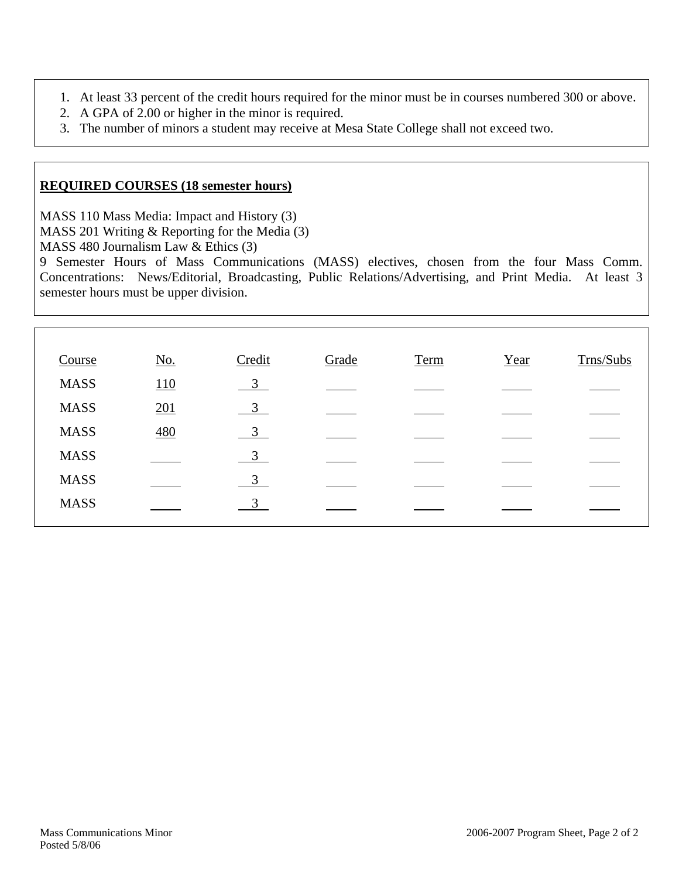1. At least 33 percent of the credit hours required for the minor must be in courses numbered 300 or above.
2. A GPA of 2.00 or higher in the minor is required.
3. The number of minors a student may receive at Mesa State College shall not exceed two.

**REQUIRED COURSES (18 semester hours)**

MASS 110 Mass Media: Impact and History (3)
MASS 201 Writing & Reporting for the Media (3)
MASS 480 Journalism Law & Ethics (3)
9 Semester Hours of Mass Communications (MASS) electives, chosen from the four Mass Comm. Concentrations: News/Editorial, Broadcasting, Public Relations/Advertising, and Print Media. At least 3 semester hours must be upper division.

| Course | No. | Credit | Grade | Term | Year | Trns/Subs |
|---|---|---|---|---|---|---|
| MASS | 110 | 3 | | | | |
| MASS | 201 | 3 | | | | |
| MASS | 480 | 3 | | | | |
| MASS | | 3 | | | | |
| MASS | | 3 | | | | |
| MASS | | 3 | | | | |

Mass Communications Minor
Posted 5/8/06